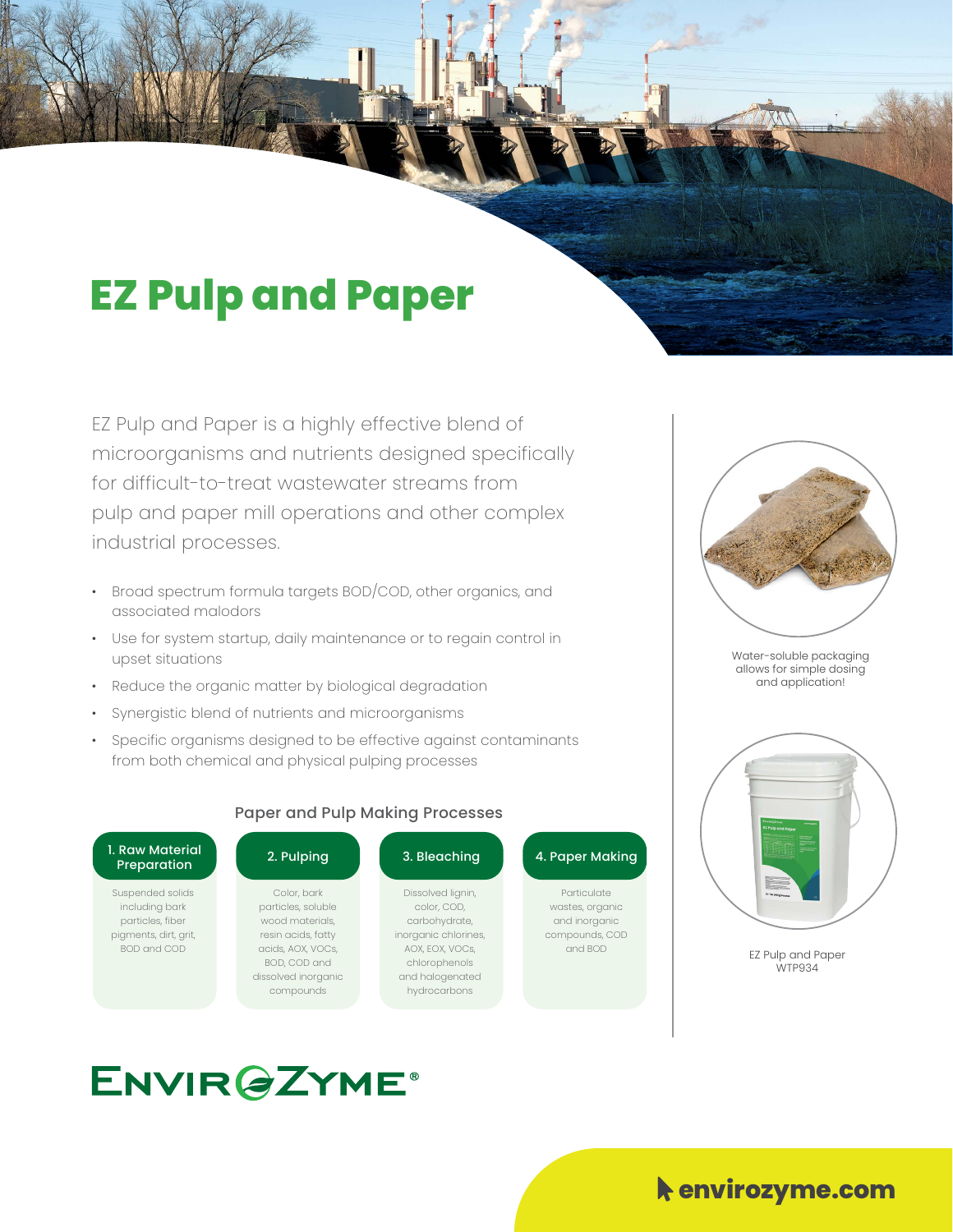# EZ Pulp and Paper

EZ Pulp and Paper is a highly effective blend of microorganisms and nutrients designed specifically for difficult-to-treat wastewater streams from pulp and paper mill operations and other complex industrial processes.

- Broad spectrum formula targets BOD/COD, other organics, and associated malodors
- Use for system startup, daily maintenance or to regain control in upset situations
- Reduce the organic matter by biological degradation
- Synergistic blend of nutrients and microorganisms
- Specific organisms designed to be effective against contaminants from both chemical and physical pulping processes

Water-soluble packaging allows for simple dosing and application!

EZ Pulp and Paper WTP934

## Paper and Pulp Making Processes

| 1. Raw Material Preparation | 2. Pulping | 3. Bleaching | 4. Paper Making |
|---|---|---|---|
| Suspended solids including bark particles, fiber pigments, dirt, grit, BOD and COD | Color, bark particles, soluble wood materials, resin acids, fatty acids, AOX, VOCs, BOD, COD and dissolved inorganic compounds | Dissolved lignin, color, COD, carbohydrate, inorganic chlorines, AOX, EOX, VOCs, chlorophenols and halogenated hydrocarbons | Particulate wastes, organic and inorganic compounds, COD and BOD |

ENVIROZYME®

envirozyme.com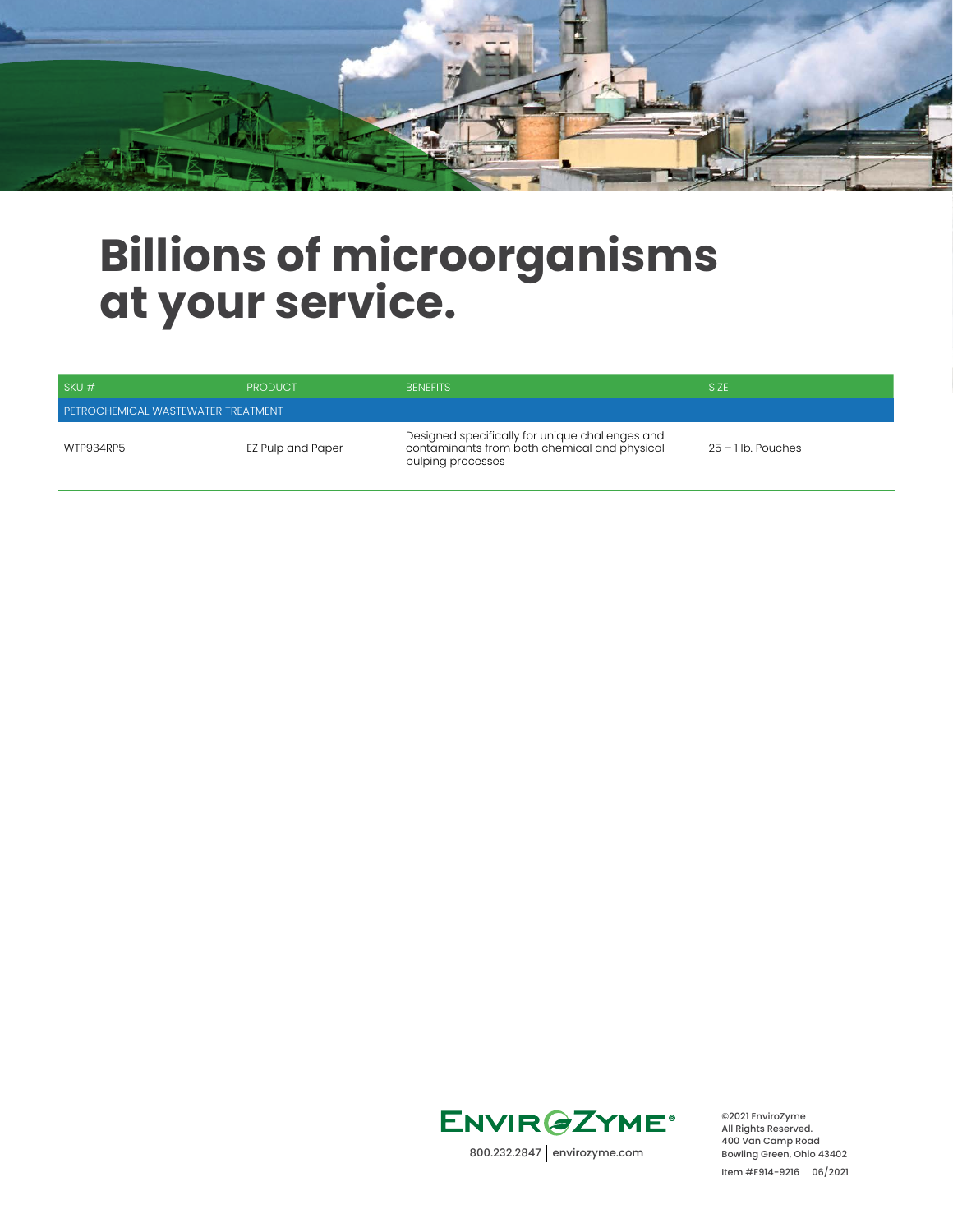# Billions of microorganisms at your service.

| SKU # | PRODUCT | BENEFITS | SIZE |
|---|---|---|---|
| PETROCHEMICAL WASTEWATER TREATMENT | | | |
| WTP934RP5 | EZ Pulp and Paper | Designed specifically for unique challenges and contaminants from both chemical and physical pulping processes | 25 – 1 lb. Pouches |

ENVIROZYME®

800.232.2847 | envirozyme.com

©2021 EnviroZyme
All Rights Reserved.
400 Van Camp Road
Bowling Green, Ohio 43402

Item #E914-9216 06/2021